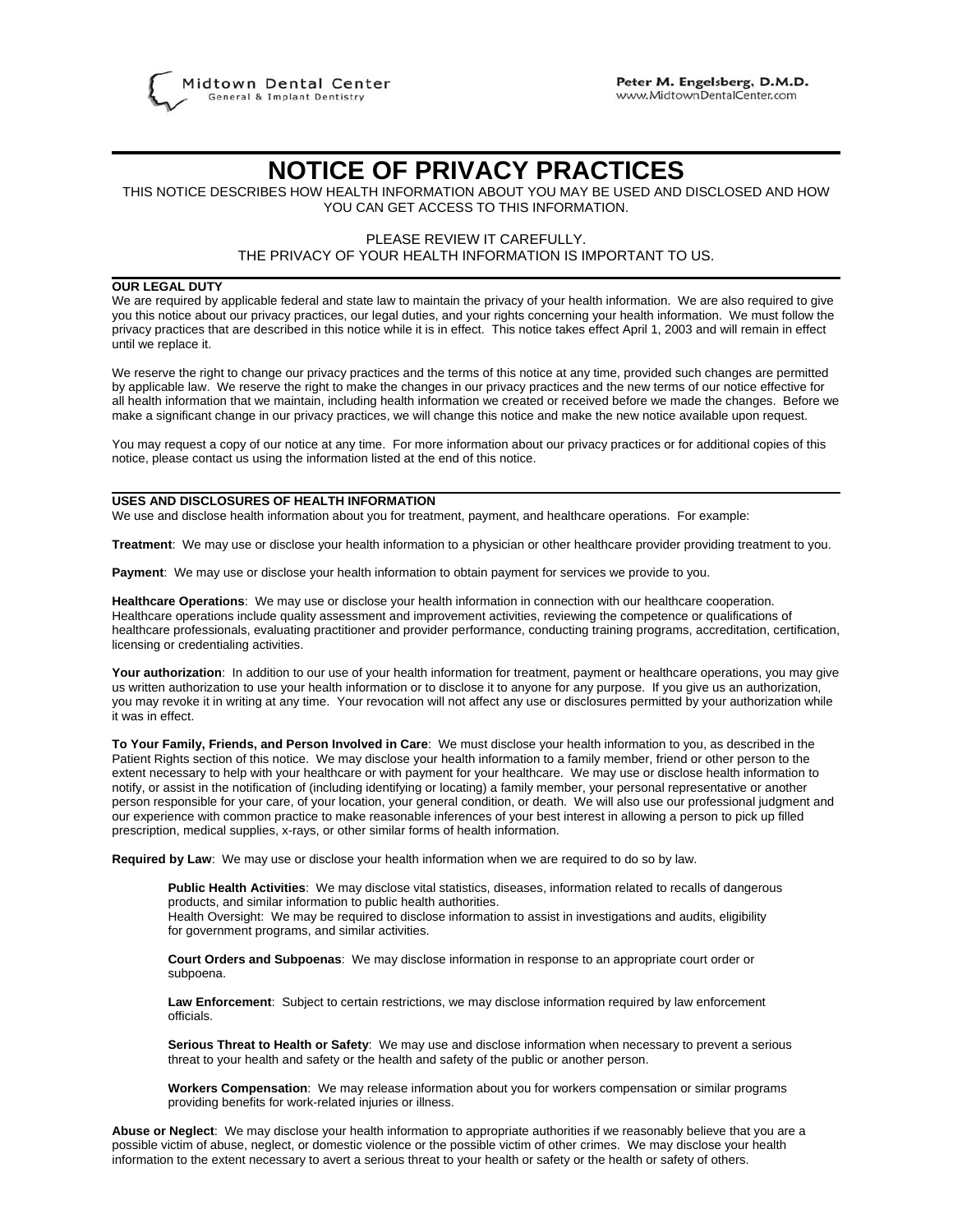Midtown Dental Center
General & Implant Dentistry

**Peter M. Engelsberg, D.M.D.**
www.MidtownDentalCenter.com

# NOTICE OF PRIVACY PRACTICES

THIS NOTICE DESCRIBES HOW HEALTH INFORMATION ABOUT YOU MAY BE USED AND DISCLOSED AND HOW YOU CAN GET ACCESS TO THIS INFORMATION.

PLEASE REVIEW IT CAREFULLY.
THE PRIVACY OF YOUR HEALTH INFORMATION IS IMPORTANT TO US.

## OUR LEGAL DUTY

We are required by applicable federal and state law to maintain the privacy of your health information. We are also required to give you this notice about our privacy practices, our legal duties, and your rights concerning your health information. We must follow the privacy practices that are described in this notice while it is in effect. This notice takes effect April 1, 2003 and will remain in effect until we replace it.

We reserve the right to change our privacy practices and the terms of this notice at any time, provided such changes are permitted by applicable law. We reserve the right to make the changes in our privacy practices and the new terms of our notice effective for all health information that we maintain, including health information we created or received before we made the changes. Before we make a significant change in our privacy practices, we will change this notice and make the new notice available upon request.

You may request a copy of our notice at any time. For more information about our privacy practices or for additional copies of this notice, please contact us using the information listed at the end of this notice.

## USES AND DISCLOSURES OF HEALTH INFORMATION

We use and disclose health information about you for treatment, payment, and healthcare operations. For example:

**Treatment**: We may use or disclose your health information to a physician or other healthcare provider providing treatment to you.

**Payment**: We may use or disclose your health information to obtain payment for services we provide to you.

**Healthcare Operations**: We may use or disclose your health information in connection with our healthcare cooperation. Healthcare operations include quality assessment and improvement activities, reviewing the competence or qualifications of healthcare professionals, evaluating practitioner and provider performance, conducting training programs, accreditation, certification, licensing or credentialing activities.

**Your authorization**: In addition to our use of your health information for treatment, payment or healthcare operations, you may give us written authorization to use your health information or to disclose it to anyone for any purpose. If you give us an authorization, you may revoke it in writing at any time. Your revocation will not affect any use or disclosures permitted by your authorization while it was in effect.

**To Your Family, Friends, and Person Involved in Care**: We must disclose your health information to you, as described in the Patient Rights section of this notice. We may disclose your health information to a family member, friend or other person to the extent necessary to help with your healthcare or with payment for your healthcare. We may use or disclose health information to notify, or assist in the notification of (including identifying or locating) a family member, your personal representative or another person responsible for your care, of your location, your general condition, or death. We will also use our professional judgment and our experience with common practice to make reasonable inferences of your best interest in allowing a person to pick up filled prescription, medical supplies, x-rays, or other similar forms of health information.

**Required by Law**: We may use or disclose your health information when we are required to do so by law.

> **Public Health Activities**: We may disclose vital statistics, diseases, information related to recalls of dangerous products, and similar information to public health authorities.
> Health Oversight: We may be required to disclose information to assist in investigations and audits, eligibility for government programs, and similar activities.
>
> **Court Orders and Subpoenas**: We may disclose information in response to an appropriate court order or subpoena.
>
> **Law Enforcement**: Subject to certain restrictions, we may disclose information required by law enforcement officials.
>
> **Serious Threat to Health or Safety**: We may use and disclose information when necessary to prevent a serious threat to your health and safety or the health and safety of the public or another person.
>
> **Workers Compensation**: We may release information about you for workers compensation or similar programs providing benefits for work-related injuries or illness.

**Abuse or Neglect**: We may disclose your health information to appropriate authorities if we reasonably believe that you are a possible victim of abuse, neglect, or domestic violence or the possible victim of other crimes. We may disclose your health information to the extent necessary to avert a serious threat to your health or safety or the health or safety of others.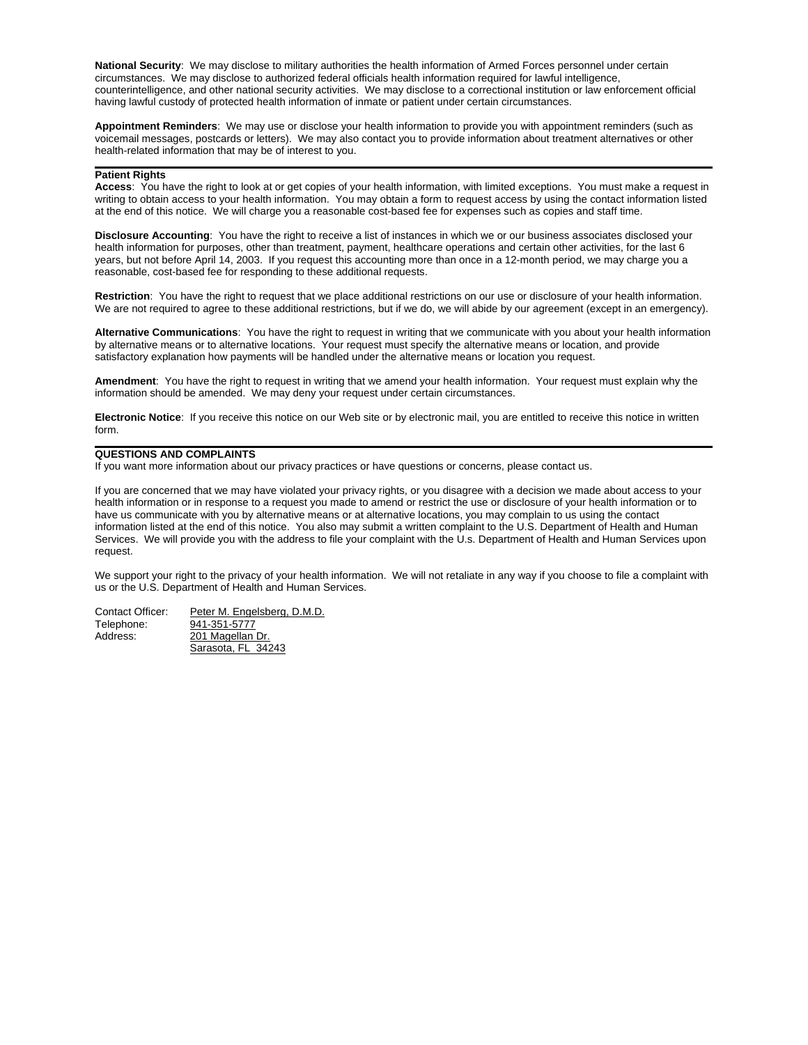**National Security**: We may disclose to military authorities the health information of Armed Forces personnel under certain circumstances. We may disclose to authorized federal officials health information required for lawful intelligence, counterintelligence, and other national security activities. We may disclose to a correctional institution or law enforcement official having lawful custody of protected health information of inmate or patient under certain circumstances.

**Appointment Reminders**: We may use or disclose your health information to provide you with appointment reminders (such as voicemail messages, postcards or letters). We may also contact you to provide information about treatment alternatives or other health-related information that may be of interest to you.

---

**Patient Rights**

**Access**: You have the right to look at or get copies of your health information, with limited exceptions. You must make a request in writing to obtain access to your health information. You may obtain a form to request access by using the contact information listed at the end of this notice. We will charge you a reasonable cost-based fee for expenses such as copies and staff time.

**Disclosure Accounting**: You have the right to receive a list of instances in which we or our business associates disclosed your health information for purposes, other than treatment, payment, healthcare operations and certain other activities, for the last 6 years, but not before April 14, 2003. If you request this accounting more than once in a 12-month period, we may charge you a reasonable, cost-based fee for responding to these additional requests.

**Restriction**: You have the right to request that we place additional restrictions on our use or disclosure of your health information. We are not required to agree to these additional restrictions, but if we do, we will abide by our agreement (except in an emergency).

**Alternative Communications**: You have the right to request in writing that we communicate with you about your health information by alternative means or to alternative locations. Your request must specify the alternative means or location, and provide satisfactory explanation how payments will be handled under the alternative means or location you request.

**Amendment**: You have the right to request in writing that we amend your health information. Your request must explain why the information should be amended. We may deny your request under certain circumstances.

**Electronic Notice**: If you receive this notice on our Web site or by electronic mail, you are entitled to receive this notice in written form.

---

**QUESTIONS AND COMPLAINTS**

If you want more information about our privacy practices or have questions or concerns, please contact us.

If you are concerned that we may have violated your privacy rights, or you disagree with a decision we made about access to your health information or in response to a request you made to amend or restrict the use or disclosure of your health information or to have us communicate with you by alternative means or at alternative locations, you may complain to us using the contact information listed at the end of this notice. You also may submit a written complaint to the U.S. Department of Health and Human Services. We will provide you with the address to file your complaint with the U.s. Department of Health and Human Services upon request.

We support your right to the privacy of your health information. We will not retaliate in any way if you choose to file a complaint with us or the U.S. Department of Health and Human Services.

| | |
|---|---|
| Contact Officer: | Peter M. Engelsberg, D.M.D. |
| Telephone: | 941-351-5777 |
| Address: | 201 Magellan Dr. |
| | Sarasota, FL 34243 |